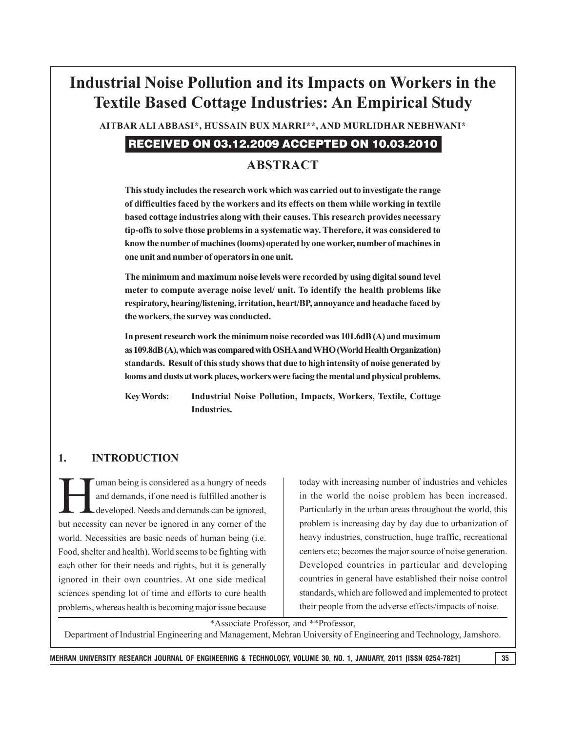# Industrial Noise Pollution and its Impacts on Workers in the Textile Based Cottage Industries: An Empirical Study

**AITBAR ALI ABBASI\*, HUSSAIN BUX MARRI\*\*, AND MURLIDHAR NEBHWANI\***

**RECEIVED ON 03.12.2009 ACCEPTED ON 10.03.2010**

## ABSTRACT

**This study includes the research work which was carried out to investigate the range of difficulties faced by the workers and its effects on them while working in textile based cottage industries along with their causes. This research provides necessary tip-offs to solve those problems in a systematic way. Therefore, it was considered to know the number of machines (looms) operated by one worker, number of machines in one unit and number of operators in one unit.**

**The minimum and maximum noise levels were recorded by using digital sound level meter to compute average noise level/ unit. To identify the health problems like respiratory, hearing/listening, irritation, heart/BP, annoyance and headache faced by the workers, the survey was conducted.**

**In present research work the minimum noise recorded was 101.6dB (A) and maximum as 109.8dB (A), which was compared with OSHA and WHO (World Health Organization) standards. Result of this study shows that due to high intensity of noise generated by looms and dusts at work places, workers were facing the mental and physical problems.**

**Key Words: Industrial Noise Pollution, Impacts, Workers, Textile, Cottage Industries.**

## 1. INTRODUCTION

Human being is considered as a hungry of needs and demands, if one need is fulfilled another is developed. Needs and demands can be ignored, but necessity can never be ignored in any corner of the world. Necessities are basic needs of human being (i.e. Food, shelter and health). World seems to be fighting with each other for their needs and rights, but it is generally ignored in their own countries. At one side medical sciences spending lot of time and efforts to cure health problems, whereas health is becoming major issue because today with increasing number of industries and vehicles in the world the noise problem has been increased. Particularly in the urban areas throughout the world, this problem is increasing day by day due to urbanization of heavy industries, construction, huge traffic, recreational centers etc; becomes the major source of noise generation. Developed countries in particular and developing countries in general have established their noise control standards, which are followed and implemented to protect their people from the adverse effects/impacts of noise.

\*Associate Professor, and \*\*Professor,
Department of Industrial Engineering and Management, Mehran University of Engineering and Technology, Jamshoro.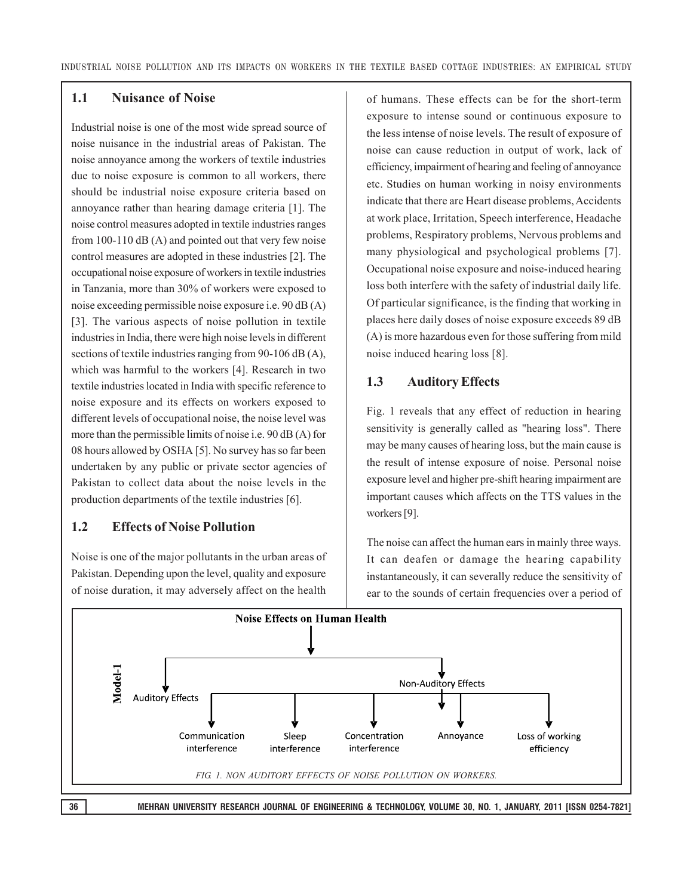## 1.1 Nuisance of Noise

Industrial noise is one of the most wide spread source of noise nuisance in the industrial areas of Pakistan. The noise annoyance among the workers of textile industries due to noise exposure is common to all workers, there should be industrial noise exposure criteria based on annoyance rather than hearing damage criteria [1]. The noise control measures adopted in textile industries ranges from 100-110 dB (A) and pointed out that very few noise control measures are adopted in these industries [2]. The occupational noise exposure of workers in textile industries in Tanzania, more than 30% of workers were exposed to noise exceeding permissible noise exposure i.e. 90 dB (A) [3]. The various aspects of noise pollution in textile industries in India, there were high noise levels in different sections of textile industries ranging from 90-106 dB (A), which was harmful to the workers [4]. Research in two textile industries located in India with specific reference to noise exposure and its effects on workers exposed to different levels of occupational noise, the noise level was more than the permissible limits of noise i.e. 90 dB (A) for 08 hours allowed by OSHA [5]. No survey has so far been undertaken by any public or private sector agencies of Pakistan to collect data about the noise levels in the production departments of the textile industries [6].

## 1.2 Effects of Noise Pollution

Noise is one of the major pollutants in the urban areas of Pakistan. Depending upon the level, quality and exposure of noise duration, it may adversely affect on the health of humans. These effects can be for the short-term exposure to intense sound or continuous exposure to the less intense of noise levels. The result of exposure of noise can cause reduction in output of work, lack of efficiency, impairment of hearing and feeling of annoyance etc. Studies on human working in noisy environments indicate that there are Heart disease problems, Accidents at work place, Irritation, Speech interference, Headache problems, Respiratory problems, Nervous problems and many physiological and psychological problems [7]. Occupational noise exposure and noise-induced hearing loss both interfere with the safety of industrial daily life. Of particular significance, is the finding that working in places here daily doses of noise exposure exceeds 89 dB (A) is more hazardous even for those suffering from mild noise induced hearing loss [8].

## 1.3 Auditory Effects

Fig. 1 reveals that any effect of reduction in hearing sensitivity is generally called as "hearing loss". There may be many causes of hearing loss, but the main cause is the result of intense exposure of noise. Personal noise exposure level and higher pre-shift hearing impairment are important causes which affects on the TTS values in the workers [9].

The noise can affect the human ears in mainly three ways. It can deafen or damage the hearing capability instantaneously, it can severally reduce the sensitivity of ear to the sounds of certain frequencies over a period of

**Model-1**

Noise Effects on Human Health
- Auditory Effects
- Non-Auditory Effects
  - Communication interference
  - Sleep interference
  - Concentration interference
  - Annoyance
  - Loss of working efficiency

*FIG. 1. NON AUDITORY EFFECTS OF NOISE POLLUTION ON WORKERS.*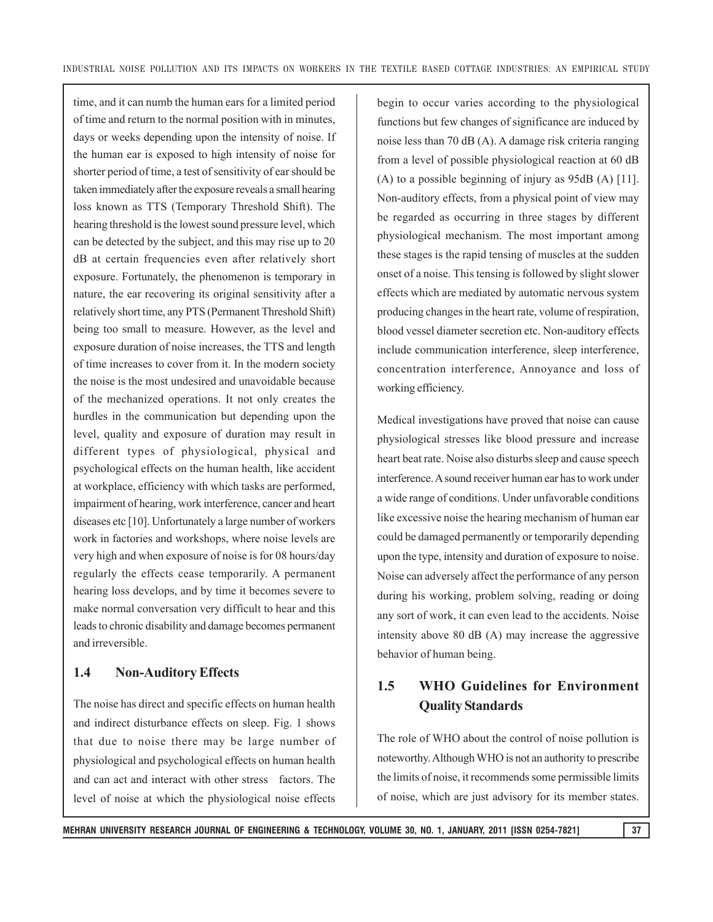time, and it can numb the human ears for a limited period of time and return to the normal position with in minutes, days or weeks depending upon the intensity of noise. If the human ear is exposed to high intensity of noise for shorter period of time, a test of sensitivity of ear should be taken immediately after the exposure reveals a small hearing loss known as TTS (Temporary Threshold Shift). The hearing threshold is the lowest sound pressure level, which can be detected by the subject, and this may rise up to 20 dB at certain frequencies even after relatively short exposure. Fortunately, the phenomenon is temporary in nature, the ear recovering its original sensitivity after a relatively short time, any PTS (Permanent Threshold Shift) being too small to measure. However, as the level and exposure duration of noise increases, the TTS and length of time increases to cover from it. In the modern society the noise is the most undesired and unavoidable because of the mechanized operations. It not only creates the hurdles in the communication but depending upon the level, quality and exposure of duration may result in different types of physiological, physical and psychological effects on the human health, like accident at workplace, efficiency with which tasks are performed, impairment of hearing, work interference, cancer and heart diseases etc [10]. Unfortunately a large number of workers work in factories and workshops, where noise levels are very high and when exposure of noise is for 08 hours/day regularly the effects cease temporarily. A permanent hearing loss develops, and by time it becomes severe to make normal conversation very difficult to hear and this leads to chronic disability and damage becomes permanent and irreversible.

## 1.4 Non-Auditory Effects

The noise has direct and specific effects on human health and indirect disturbance effects on sleep. Fig. 1 shows that due to noise there may be large number of physiological and psychological effects on human health and can act and interact with other stress factors. The level of noise at which the physiological noise effects begin to occur varies according to the physiological functions but few changes of significance are induced by noise less than 70 dB (A). A damage risk criteria ranging from a level of possible physiological reaction at 60 dB (A) to a possible beginning of injury as 95dB (A) [11]. Non-auditory effects, from a physical point of view may be regarded as occurring in three stages by different physiological mechanism. The most important among these stages is the rapid tensing of muscles at the sudden onset of a noise. This tensing is followed by slight slower effects which are mediated by automatic nervous system producing changes in the heart rate, volume of respiration, blood vessel diameter secretion etc. Non-auditory effects include communication interference, sleep interference, concentration interference, Annoyance and loss of working efficiency.

Medical investigations have proved that noise can cause physiological stresses like blood pressure and increase heart beat rate. Noise also disturbs sleep and cause speech interference. A sound receiver human ear has to work under a wide range of conditions. Under unfavorable conditions like excessive noise the hearing mechanism of human ear could be damaged permanently or temporarily depending upon the type, intensity and duration of exposure to noise. Noise can adversely affect the performance of any person during his working, problem solving, reading or doing any sort of work, it can even lead to the accidents. Noise intensity above 80 dB (A) may increase the aggressive behavior of human being.

## 1.5 WHO Guidelines for Environment Quality Standards

The role of WHO about the control of noise pollution is noteworthy. Although WHO is not an authority to prescribe the limits of noise, it recommends some permissible limits of noise, which are just advisory for its member states.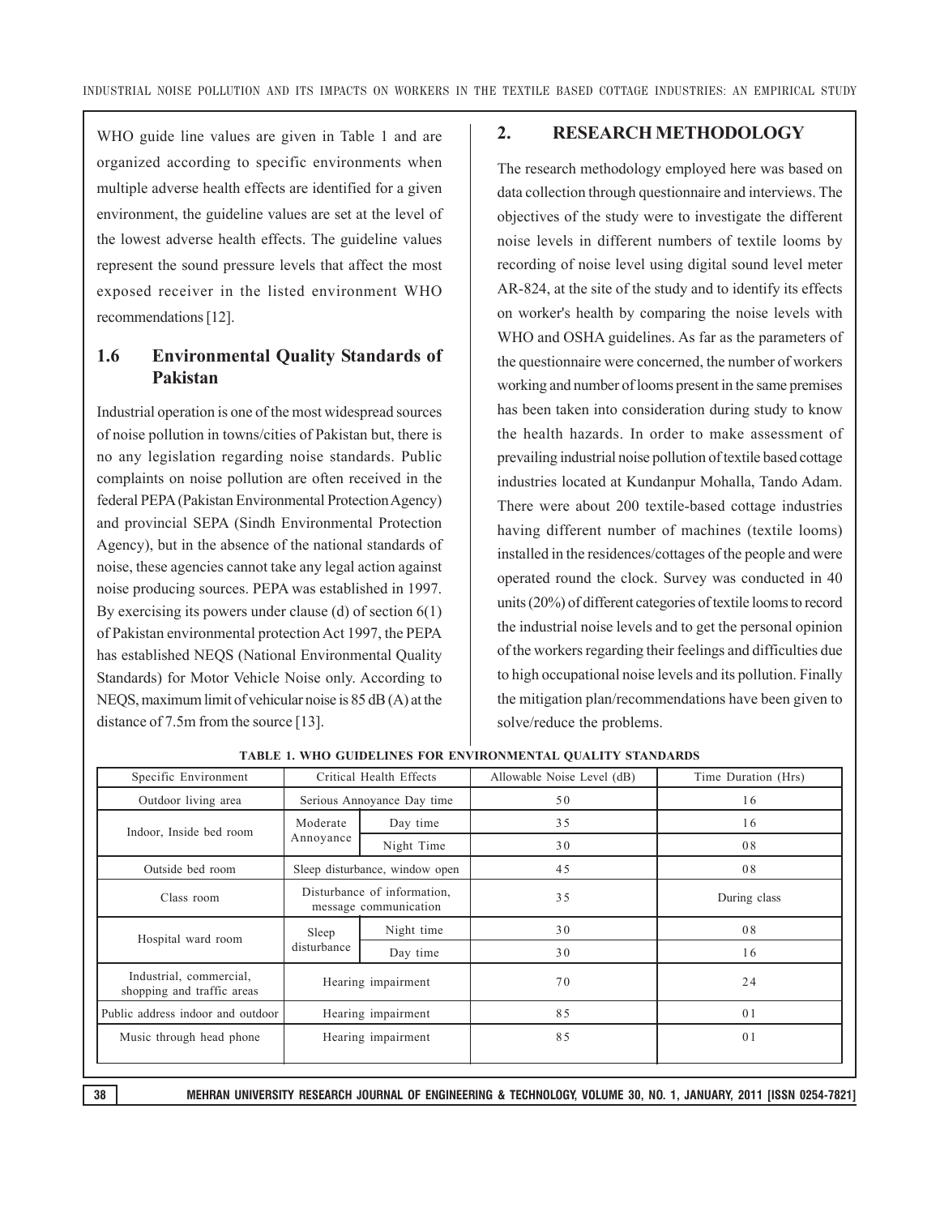WHO guide line values are given in Table 1 and are organized according to specific environments when multiple adverse health effects are identified for a given environment, the guideline values are set at the level of the lowest adverse health effects. The guideline values represent the sound pressure levels that affect the most exposed receiver in the listed environment WHO recommendations [12].

### 1.6 Environmental Quality Standards of Pakistan

Industrial operation is one of the most widespread sources of noise pollution in towns/cities of Pakistan but, there is no any legislation regarding noise standards. Public complaints on noise pollution are often received in the federal PEPA (Pakistan Environmental Protection Agency) and provincial SEPA (Sindh Environmental Protection Agency), but in the absence of the national standards of noise, these agencies cannot take any legal action against noise producing sources. PEPA was established in 1997. By exercising its powers under clause (d) of section 6(1) of Pakistan environmental protection Act 1997, the PEPA has established NEQS (National Environmental Quality Standards) for Motor Vehicle Noise only. According to NEQS, maximum limit of vehicular noise is 85 dB (A) at the distance of 7.5m from the source [13].

## 2. RESEARCH METHODOLOGY

The research methodology employed here was based on data collection through questionnaire and interviews. The objectives of the study were to investigate the different noise levels in different numbers of textile looms by recording of noise level using digital sound level meter AR-824, at the site of the study and to identify its effects on worker's health by comparing the noise levels with WHO and OSHA guidelines. As far as the parameters of the questionnaire were concerned, the number of workers working and number of looms present in the same premises has been taken into consideration during study to know the health hazards. In order to make assessment of prevailing industrial noise pollution of textile based cottage industries located at Kundanpur Mohalla, Tando Adam. There were about 200 textile-based cottage industries having different number of machines (textile looms) installed in the residences/cottages of the people and were operated round the clock. Survey was conducted in 40 units (20%) of different categories of textile looms to record the industrial noise levels and to get the personal opinion of the workers regarding their feelings and difficulties due to high occupational noise levels and its pollution. Finally the mitigation plan/recommendations have been given to solve/reduce the problems.

**TABLE 1. WHO GUIDELINES FOR ENVIRONMENTAL QUALITY STANDARDS**

| Specific Environment | Critical Health Effects | | Allowable Noise Level (dB) | Time Duration (Hrs) |
|---|---|---|---|---|
| Outdoor living area | Serious Annoyance Day time | | 50 | 16 |
| Indoor, Inside bed room | Moderate Annoyance | Day time | 35 | 16 |
| | | Night Time | 30 | 08 |
| Outside bed room | Sleep disturbance, window open | | 45 | 08 |
| Class room | Disturbance of information, message communication | | 35 | During class |
| Hospital ward room | Sleep disturbance | Night time | 30 | 08 |
| | | Day time | 30 | 16 |
| Industrial, commercial, shopping and traffic areas | Hearing impairment | | 70 | 24 |
| Public address indoor and outdoor | Hearing impairment | | 85 | 01 |
| Music through head phone | Hearing impairment | | 85 | 01 |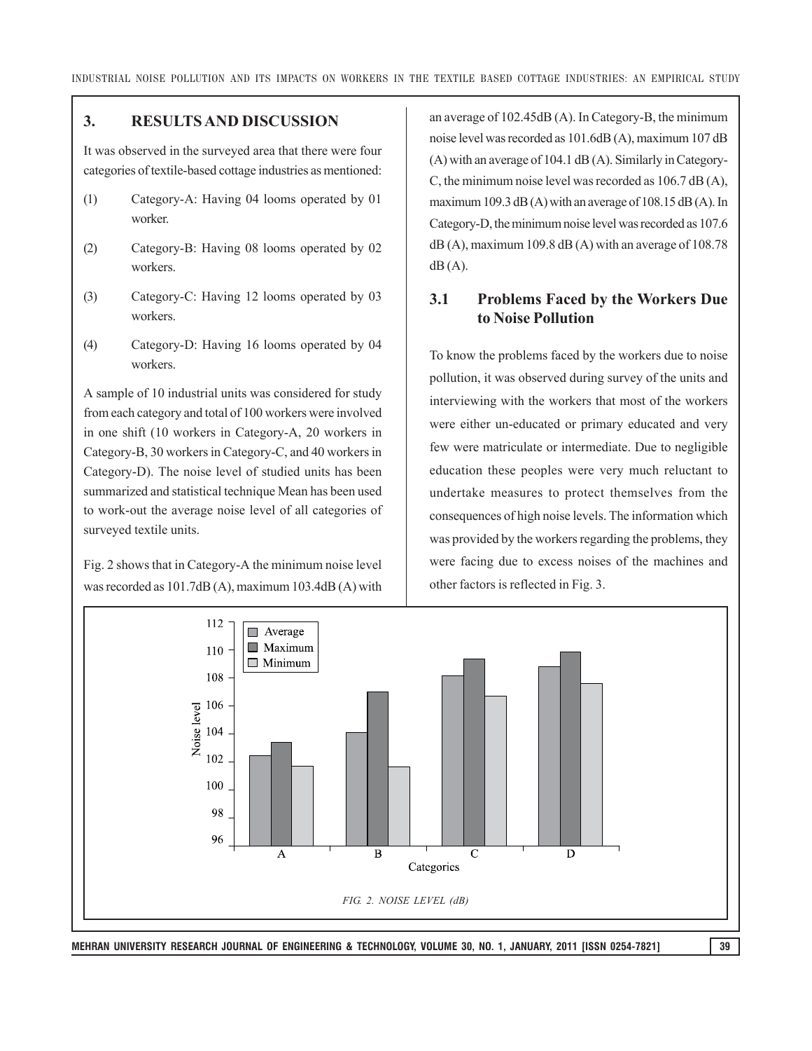## 3. RESULTS AND DISCUSSION

It was observed in the surveyed area that there were four categories of textile-based cottage industries as mentioned:

(1) Category-A: Having 04 looms operated by 01 worker.

(2) Category-B: Having 08 looms operated by 02 workers.

(3) Category-C: Having 12 looms operated by 03 workers.

(4) Category-D: Having 16 looms operated by 04 workers.

A sample of 10 industrial units was considered for study from each category and total of 100 workers were involved in one shift (10 workers in Category-A, 20 workers in Category-B, 30 workers in Category-C, and 40 workers in Category-D). The noise level of studied units has been summarized and statistical technique Mean has been used to work-out the average noise level of all categories of surveyed textile units.

Fig. 2 shows that in Category-A the minimum noise level was recorded as 101.7dB (A), maximum 103.4dB (A) with an average of 102.45dB (A). In Category-B, the minimum noise level was recorded as 101.6dB (A), maximum 107 dB (A) with an average of 104.1 dB (A). Similarly in Category-C, the minimum noise level was recorded as 106.7 dB (A), maximum 109.3 dB (A) with an average of 108.15 dB (A). In Category-D, the minimum noise level was recorded as 107.6 dB (A), maximum 109.8 dB (A) with an average of 108.78 dB (A).

### 3.1 Problems Faced by the Workers Due to Noise Pollution

To know the problems faced by the workers due to noise pollution, it was observed during survey of the units and interviewing with the workers that most of the workers were either un-educated or primary educated and very few were matriculate or intermediate. Due to negligible education these peoples were very much reluctant to undertake measures to protect themselves from the consequences of high noise levels. The information which was provided by the workers regarding the problems, they were facing due to excess noises of the machines and other factors is reflected in Fig. 3.

FIG. 2. NOISE LEVEL (dB)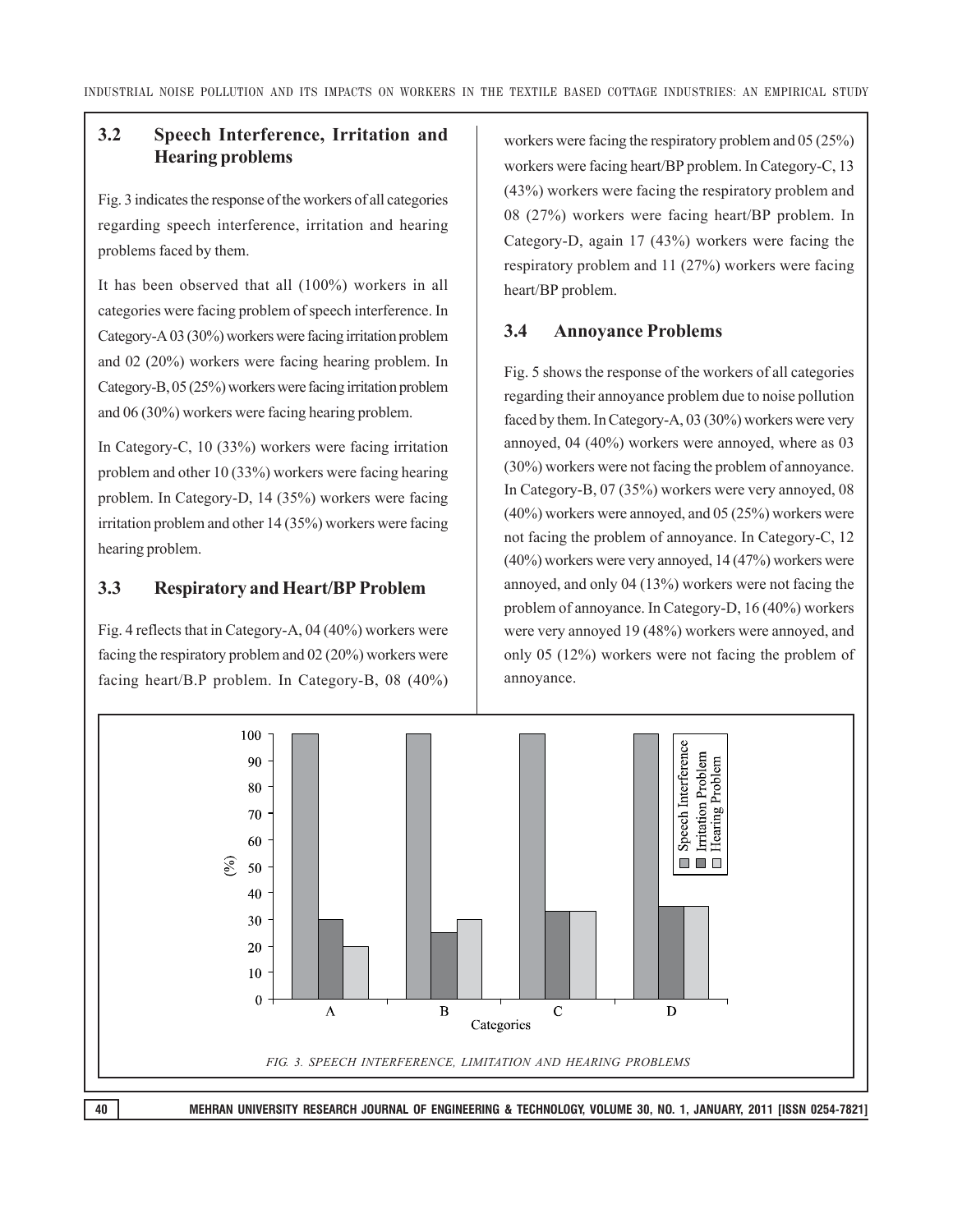### 3.2 Speech Interference, Irritation and Hearing problems

Fig. 3 indicates the response of the workers of all categories regarding speech interference, irritation and hearing problems faced by them.

It has been observed that all (100%) workers in all categories were facing problem of speech interference. In Category-A 03 (30%) workers were facing irritation problem and 02 (20%) workers were facing hearing problem. In Category-B, 05 (25%) workers were facing irritation problem and 06 (30%) workers were facing hearing problem.

In Category-C, 10 (33%) workers were facing irritation problem and other 10 (33%) workers were facing hearing problem. In Category-D, 14 (35%) workers were facing irritation problem and other 14 (35%) workers were facing hearing problem.

### 3.3 Respiratory and Heart/BP Problem

Fig. 4 reflects that in Category-A, 04 (40%) workers were facing the respiratory problem and 02 (20%) workers were facing heart/B.P problem. In Category-B, 08 (40%) workers were facing the respiratory problem and 05 (25%) workers were facing heart/BP problem. In Category-C, 13 (43%) workers were facing the respiratory problem and 08 (27%) workers were facing heart/BP problem. In Category-D, again 17 (43%) workers were facing the respiratory problem and 11 (27%) workers were facing heart/BP problem.

### 3.4 Annoyance Problems

Fig. 5 shows the response of the workers of all categories regarding their annoyance problem due to noise pollution faced by them. In Category-A, 03 (30%) workers were very annoyed, 04 (40%) workers were annoyed, where as 03 (30%) workers were not facing the problem of annoyance. In Category-B, 07 (35%) workers were very annoyed, 08 (40%) workers were annoyed, and 05 (25%) workers were not facing the problem of annoyance. In Category-C, 12 (40%) workers were very annoyed, 14 (47%) workers were annoyed, and only 04 (13%) workers were not facing the problem of annoyance. In Category-D, 16 (40%) workers were very annoyed 19 (48%) workers were annoyed, and only 05 (12%) workers were not facing the problem of annoyance.

*FIG. 3. SPEECH INTERFERENCE, LIMITATION AND HEARING PROBLEMS*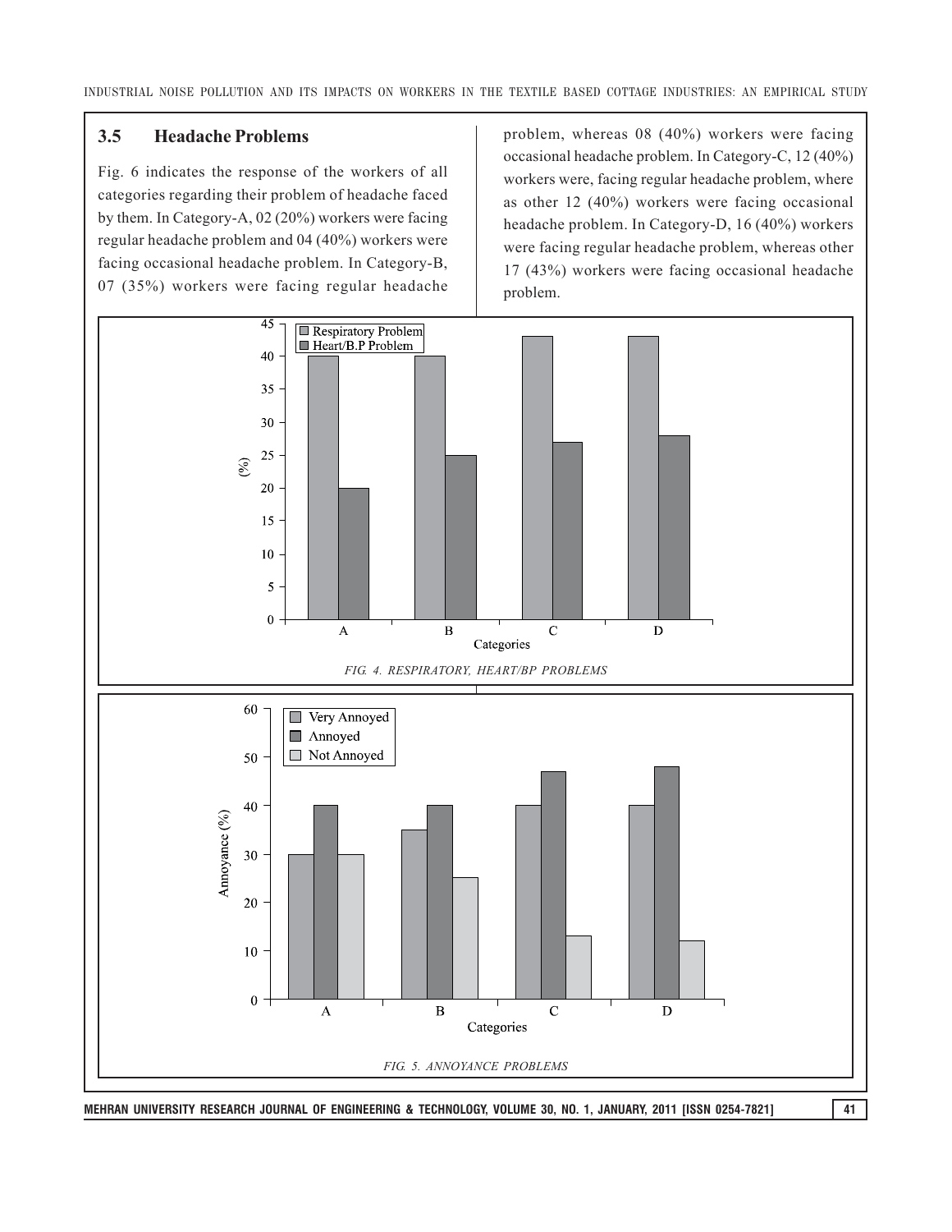### 3.5 Headache Problems

Fig. 6 indicates the response of the workers of all categories regarding their problem of headache faced by them. In Category-A, 02 (20%) workers were facing regular headache problem and 04 (40%) workers were facing occasional headache problem. In Category-B, 07 (35%) workers were facing regular headache problem, whereas 08 (40%) workers were facing occasional headache problem. In Category-C, 12 (40%) workers were, facing regular headache problem, where as other 12 (40%) workers were facing occasional headache problem. In Category-D, 16 (40%) workers were facing regular headache problem, whereas other 17 (43%) workers were facing occasional headache problem.

FIG. 4. RESPIRATORY, HEART/BP PROBLEMS

FIG. 5. ANNOYANCE PROBLEMS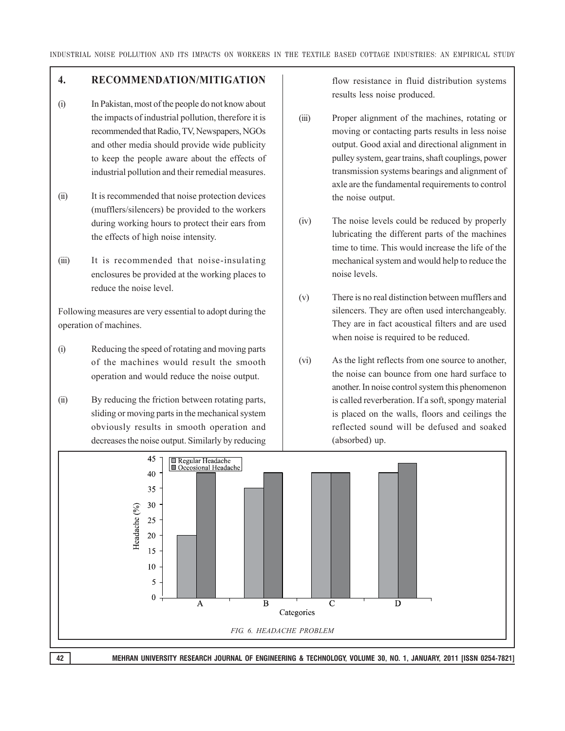## 4. RECOMMENDATION/MITIGATION

(i) In Pakistan, most of the people do not know about the impacts of industrial pollution, therefore it is recommended that Radio, TV, Newspapers, NGOs and other media should provide wide publicity to keep the people aware about the effects of industrial pollution and their remedial measures.

(ii) It is recommended that noise protection devices (mufflers/silencers) be provided to the workers during working hours to protect their ears from the effects of high noise intensity.

(iii) It is recommended that noise-insulating enclosures be provided at the working places to reduce the noise level.

Following measures are very essential to adopt during the operation of machines.

(i) Reducing the speed of rotating and moving parts of the machines would result the smooth operation and would reduce the noise output.

(ii) By reducing the friction between rotating parts, sliding or moving parts in the mechanical system obviously results in smooth operation and decreases the noise output. Similarly by reducing flow resistance in fluid distribution systems results less noise produced.

(iii) Proper alignment of the machines, rotating or moving or contacting parts results in less noise output. Good axial and directional alignment in pulley system, gear trains, shaft couplings, power transmission systems bearings and alignment of axle are the fundamental requirements to control the noise output.

(iv) The noise levels could be reduced by properly lubricating the different parts of the machines time to time. This would increase the life of the mechanical system and would help to reduce the noise levels.

(v) There is no real distinction between mufflers and silencers. They are often used interchangeably. They are in fact acoustical filters and are used when noise is required to be reduced.

(vi) As the light reflects from one source to another, the noise can bounce from one hard surface to another. In noise control system this phenomenon is called reverberation. If a soft, spongy material is placed on the walls, floors and ceilings the reflected sound will be defused and soaked (absorbed) up.

| Categories | Regular Headache (%) | Occosional Headache (%) |
|---|---|---|
| A | 20 | 40 |
| B | 35 | 40 |
| C | 40 | 40 |
| D | 40 | 43 |

*FIG. 6. HEADACHE PROBLEM*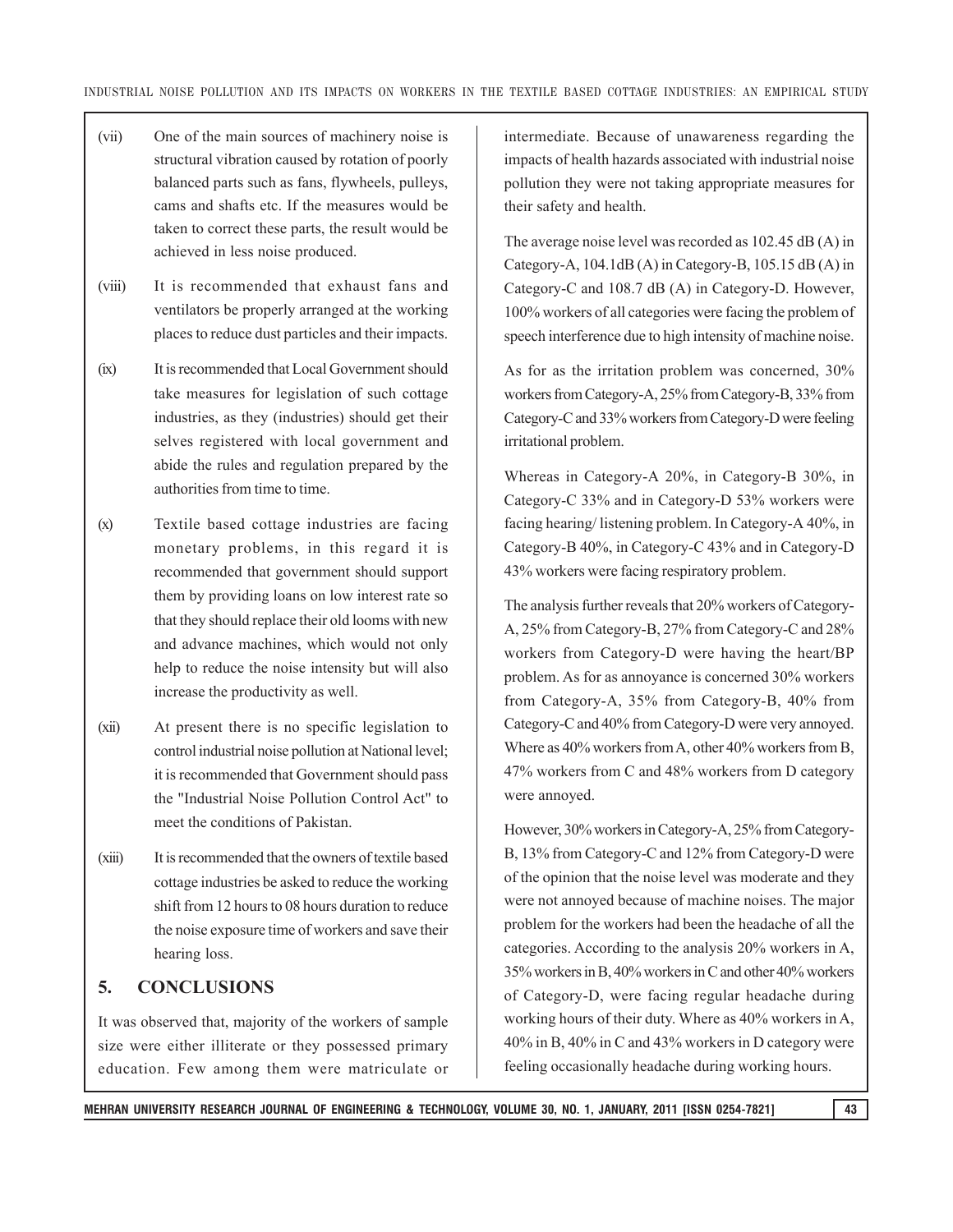(vii) One of the main sources of machinery noise is structural vibration caused by rotation of poorly balanced parts such as fans, flywheels, pulleys, cams and shafts etc. If the measures would be taken to correct these parts, the result would be achieved in less noise produced.

(viii) It is recommended that exhaust fans and ventilators be properly arranged at the working places to reduce dust particles and their impacts.

(ix) It is recommended that Local Government should take measures for legislation of such cottage industries, as they (industries) should get their selves registered with local government and abide the rules and regulation prepared by the authorities from time to time.

(x) Textile based cottage industries are facing monetary problems, in this regard it is recommended that government should support them by providing loans on low interest rate so that they should replace their old looms with new and advance machines, which would not only help to reduce the noise intensity but will also increase the productivity as well.

(xii) At present there is no specific legislation to control industrial noise pollution at National level; it is recommended that Government should pass the "Industrial Noise Pollution Control Act" to meet the conditions of Pakistan.

(xiii) It is recommended that the owners of textile based cottage industries be asked to reduce the working shift from 12 hours to 08 hours duration to reduce the noise exposure time of workers and save their hearing loss.

## 5. CONCLUSIONS

It was observed that, majority of the workers of sample size were either illiterate or they possessed primary education. Few among them were matriculate or intermediate. Because of unawareness regarding the impacts of health hazards associated with industrial noise pollution they were not taking appropriate measures for their safety and health.

The average noise level was recorded as 102.45 dB (A) in Category-A, 104.1dB (A) in Category-B, 105.15 dB (A) in Category-C and 108.7 dB (A) in Category-D. However, 100% workers of all categories were facing the problem of speech interference due to high intensity of machine noise.

As for as the irritation problem was concerned, 30% workers from Category-A, 25% from Category-B, 33% from Category-C and 33% workers from Category-D were feeling irritational problem.

Whereas in Category-A 20%, in Category-B 30%, in Category-C 33% and in Category-D 53% workers were facing hearing/ listening problem. In Category-A 40%, in Category-B 40%, in Category-C 43% and in Category-D 43% workers were facing respiratory problem.

The analysis further reveals that 20% workers of Category-A, 25% from Category-B, 27% from Category-C and 28% workers from Category-D were having the heart/BP problem. As for as annoyance is concerned 30% workers from Category-A, 35% from Category-B, 40% from Category-C and 40% from Category-D were very annoyed. Where as 40% workers from A, other 40% workers from B, 47% workers from C and 48% workers from D category were annoyed.

However, 30% workers in Category-A, 25% from Category-B, 13% from Category-C and 12% from Category-D were of the opinion that the noise level was moderate and they were not annoyed because of machine noises. The major problem for the workers had been the headache of all the categories. According to the analysis 20% workers in A, 35% workers in B, 40% workers in C and other 40% workers of Category-D, were facing regular headache during working hours of their duty. Where as 40% workers in A, 40% in B, 40% in C and 43% workers in D category were feeling occasionally headache during working hours.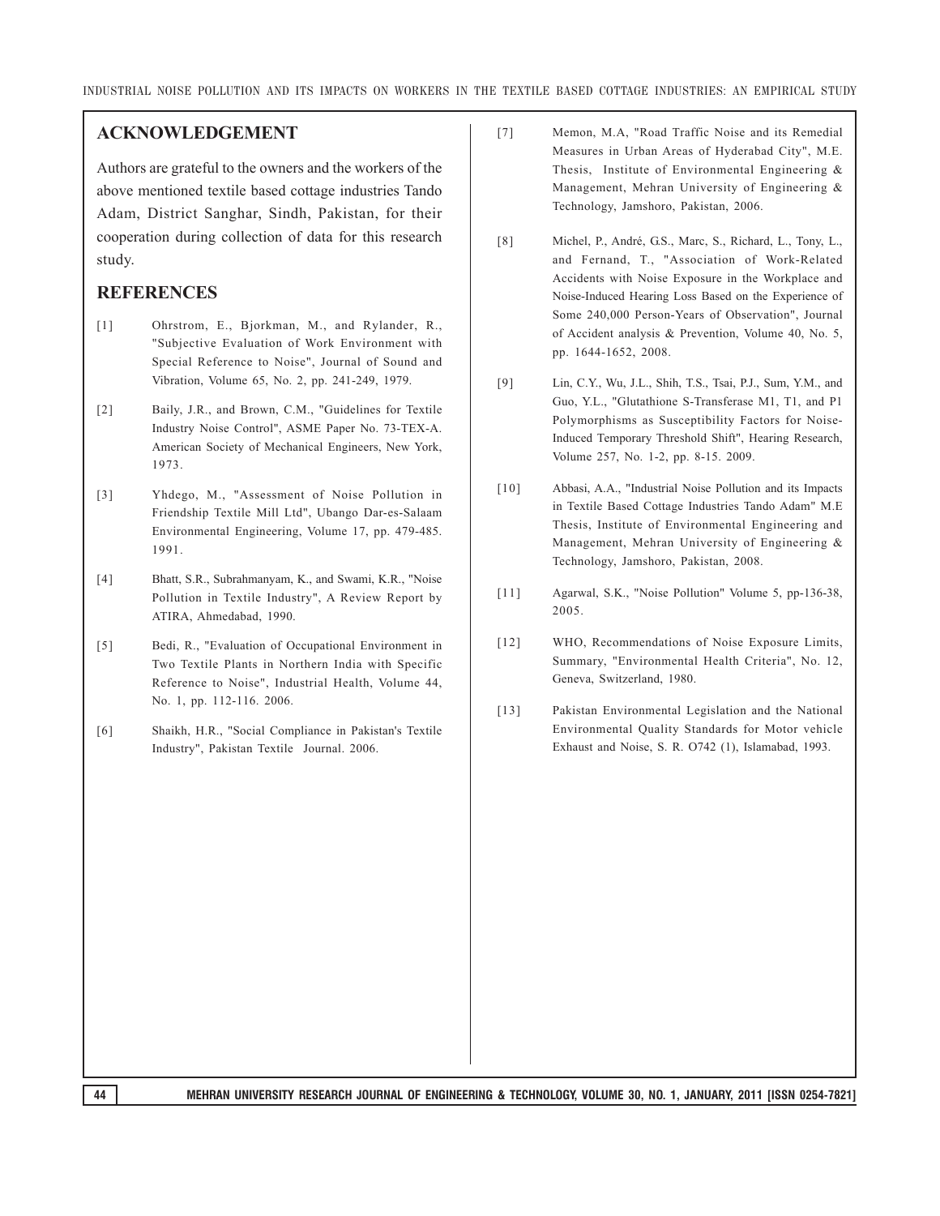## ACKNOWLEDGEMENT

Authors are grateful to the owners and the workers of the above mentioned textile based cottage industries Tando Adam, District Sanghar, Sindh, Pakistan, for their cooperation during collection of data for this research study.

## REFERENCES

[1] Ohrstrom, E., Bjorkman, M., and Rylander, R., "Subjective Evaluation of Work Environment with Special Reference to Noise", Journal of Sound and Vibration, Volume 65, No. 2, pp. 241-249, 1979.

[2] Baily, J.R., and Brown, C.M., "Guidelines for Textile Industry Noise Control", ASME Paper No. 73-TEX-A. American Society of Mechanical Engineers, New York, 1973.

[3] Yhdego, M., "Assessment of Noise Pollution in Friendship Textile Mill Ltd", Ubango Dar-es-Salaam Environmental Engineering, Volume 17, pp. 479-485. 1991.

[4] Bhatt, S.R., Subrahmanyam, K., and Swami, K.R., "Noise Pollution in Textile Industry", A Review Report by ATIRA, Ahmedabad, 1990.

[5] Bedi, R., "Evaluation of Occupational Environment in Two Textile Plants in Northern India with Specific Reference to Noise", Industrial Health, Volume 44, No. 1, pp. 112-116. 2006.

[6] Shaikh, H.R., "Social Compliance in Pakistan's Textile Industry", Pakistan Textile Journal. 2006.

[7] Memon, M.A, "Road Traffic Noise and its Remedial Measures in Urban Areas of Hyderabad City", M.E. Thesis, Institute of Environmental Engineering & Management, Mehran University of Engineering & Technology, Jamshoro, Pakistan, 2006.

[8] Michel, P., André, G.S., Marc, S., Richard, L., Tony, L., and Fernand, T., "Association of Work-Related Accidents with Noise Exposure in the Workplace and Noise-Induced Hearing Loss Based on the Experience of Some 240,000 Person-Years of Observation", Journal of Accident analysis & Prevention, Volume 40, No. 5, pp. 1644-1652, 2008.

[9] Lin, C.Y., Wu, J.L., Shih, T.S., Tsai, P.J., Sum, Y.M., and Guo, Y.L., "Glutathione S-Transferase M1, T1, and P1 Polymorphisms as Susceptibility Factors for Noise-Induced Temporary Threshold Shift", Hearing Research, Volume 257, No. 1-2, pp. 8-15. 2009.

[10] Abbasi, A.A., "Industrial Noise Pollution and its Impacts in Textile Based Cottage Industries Tando Adam" M.E Thesis, Institute of Environmental Engineering and Management, Mehran University of Engineering & Technology, Jamshoro, Pakistan, 2008.

[11] Agarwal, S.K., "Noise Pollution" Volume 5, pp-136-38, 2005.

[12] WHO, Recommendations of Noise Exposure Limits, Summary, "Environmental Health Criteria", No. 12, Geneva, Switzerland, 1980.

[13] Pakistan Environmental Legislation and the National Environmental Quality Standards for Motor vehicle Exhaust and Noise, S. R. O742 (1), Islamabad, 1993.